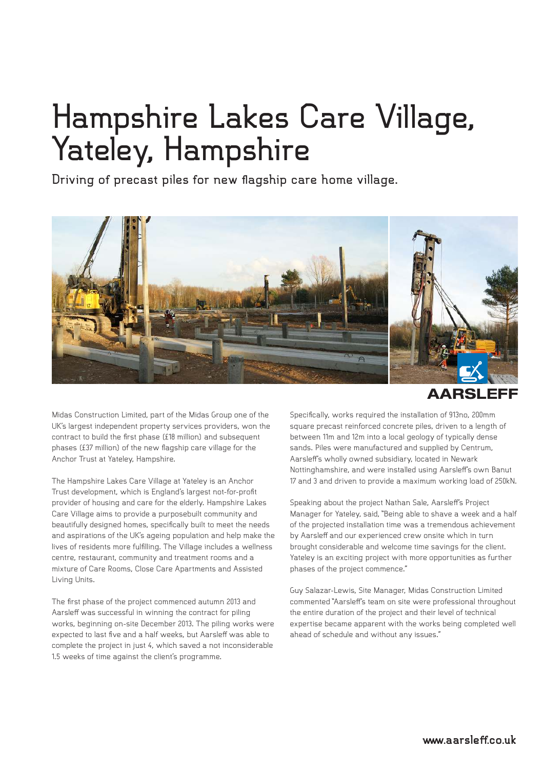# Hampshire Lakes Care Village, Yateley, Hampshire

Driving of precast piles for new flagship care home village.

Midas Construction Limited, part of the Midas Group one of the UK's largest independent property services providers, won the contract to build the first phase (£18 million) and subsequent phases (£37 million) of the new flagship care village for the Anchor Trust at Yateley, Hampshire.

The Hampshire Lakes Care Village at Yateley is an Anchor Trust development, which is England's largest not-for-profit provider of housing and care for the elderly. Hampshire Lakes Care Village aims to provide a purposebuilt community and beautifully designed homes, specifically built to meet the needs and aspirations of the UK's ageing population and help make the lives of residents more fulfilling. The Village includes a wellness centre, restaurant, community and treatment rooms and a mixture of Care Rooms, Close Care Apartments and Assisted Living Units.

The first phase of the project commenced autumn 2013 and Aarsleff was successful in winning the contract for piling works, beginning on-site December 2013. The piling works were expected to last five and a half weeks, but Aarsleff was able to complete the project in just 4, which saved a not inconsiderable 1.5 weeks of time against the client's programme.

Specifically, works required the installation of 913no, 200mm square precast reinforced concrete piles, driven to a length of between 11m and 12m into a local geology of typically dense sands. Piles were manufactured and supplied by Centrum, Aarsleff's wholly owned subsidiary, located in Newark Nottinghamshire, and were installed using Aarsleff's own Banut 17 and 3 and driven to provide a maximum working load of 250kN.

Speaking about the project Nathan Sale, Aarsleff's Project Manager for Yateley, said, "Being able to shave a week and a half of the projected installation time was a tremendous achievement by Aarsleff and our experienced crew onsite which in turn brought considerable and welcome time savings for the client. Yateley is an exciting project with more opportunities as further phases of the project commence."

Guy Salazar-Lewis, Site Manager, Midas Construction Limited commented "Aarsleff's team on site were professional throughout the entire duration of the project and their level of technical expertise became apparent with the works being completed well ahead of schedule and without any issues."

www.aarsleff.co.uk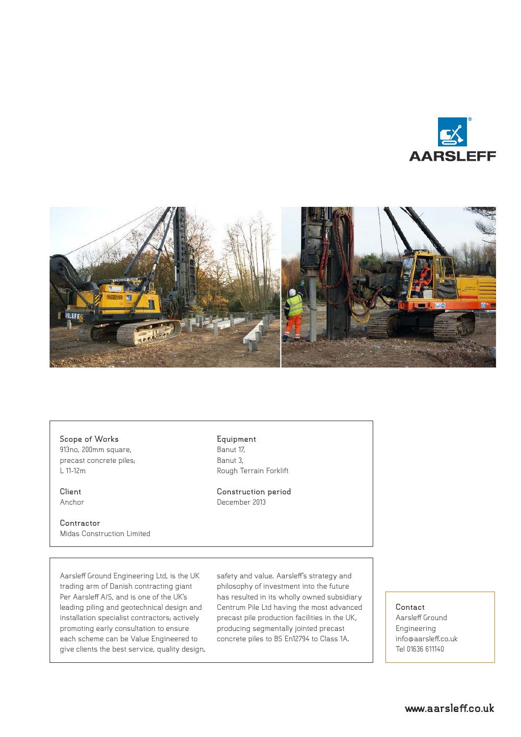### Scope of Works
913no, 200mm square, precast concrete piles; L 11-12m

### Client
Anchor

### Contractor
Midas Construction Limited

### Equipment
Banut 17,
Banut 3,
Rough Terrain Forklift

### Construction period
December 2013

Aarsleff Ground Engineering Ltd, is the UK trading arm of Danish contracting giant Per Aarsleff A/S, and is one of the UK's leading piling and geotechnical design and installation specialist contractors; actively promoting early consultation to ensure each scheme can be Value Engineered to give clients the best service, quality design, safety and value. Aarsleff's strategy and philosophy of investment into the future has resulted in its wholly owned subsidiary Centrum Pile Ltd having the most advanced precast pile production facilities in the UK, producing segmentally jointed precast concrete piles to BS En12794 to Class 1A.

### Contact
Aarsleff Ground Engineering
info@aarsleff.co.uk
Tel 01636 611140

www.aarsleff.co.uk